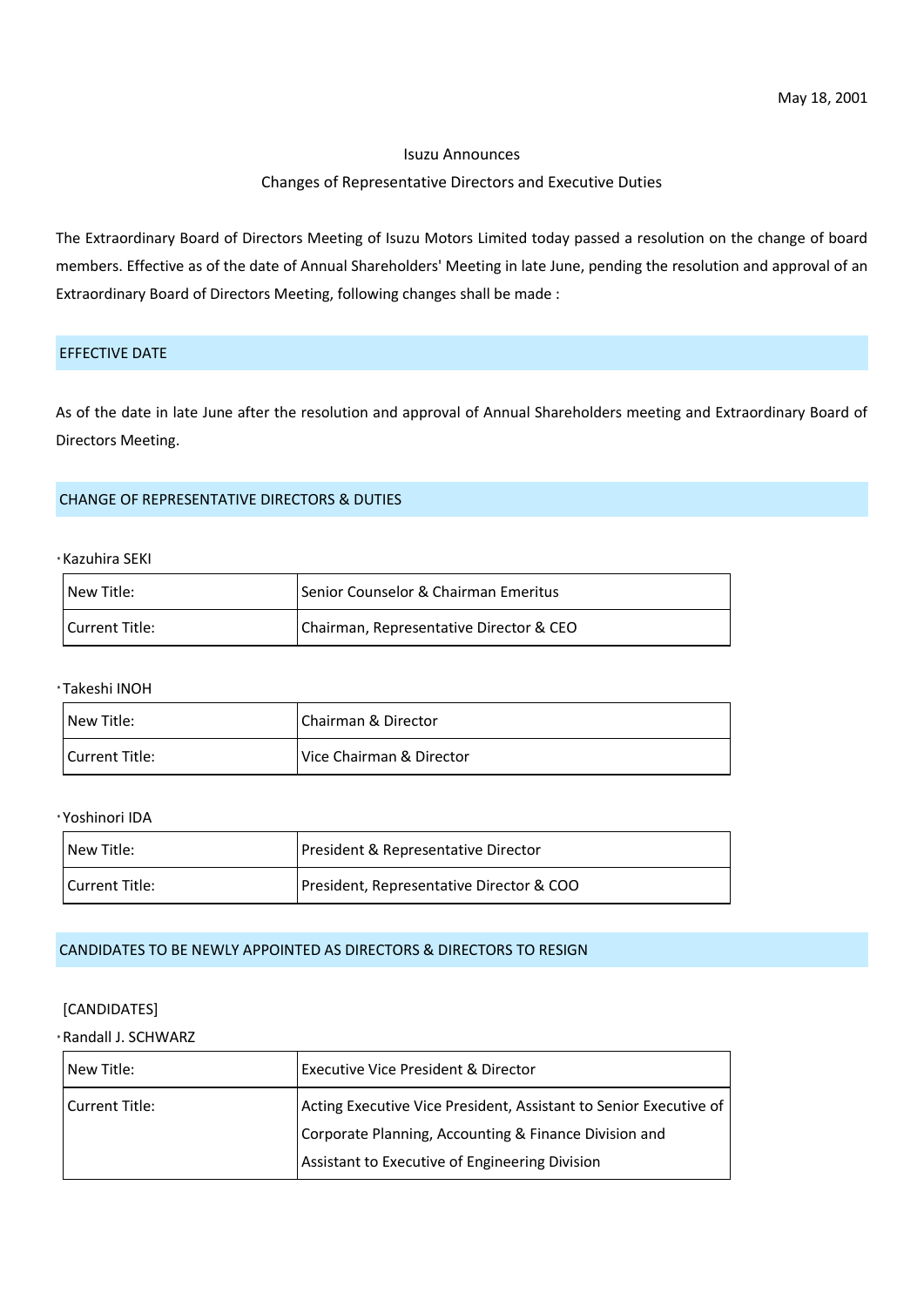May 18, 2001

# Isuzu Announces
## Changes of Representative Directors and Executive Duties

The Extraordinary Board of Directors Meeting of Isuzu Motors Limited today passed a resolution on the change of board members. Effective as of the date of Annual Shareholders' Meeting in late June, pending the resolution and approval of an Extraordinary Board of Directors Meeting, following changes shall be made :

## EFFECTIVE DATE

As of the date in late June after the resolution and approval of Annual Shareholders meeting and Extraordinary Board of Directors Meeting.

## CHANGE OF REPRESENTATIVE DIRECTORS & DUTIES

・Kazuhira SEKI

| New Title: | Senior Counselor & Chairman Emeritus |
|---|---|
| Current Title: | Chairman, Representative Director & CEO |

・Takeshi INOH

| New Title: | Chairman & Director |
|---|---|
| Current Title: | Vice Chairman & Director |

・Yoshinori IDA

| New Title: | President & Representative Director |
|---|---|
| Current Title: | President, Representative Director & COO |

## CANDIDATES TO BE NEWLY APPOINTED AS DIRECTORS & DIRECTORS TO RESIGN

[CANDIDATES]

・Randall J. SCHWARZ

| New Title: | Executive Vice President & Director |
|---|---|
| Current Title: | Acting Executive Vice President, Assistant to Senior Executive of Corporate Planning, Accounting & Finance Division and Assistant to Executive of Engineering Division |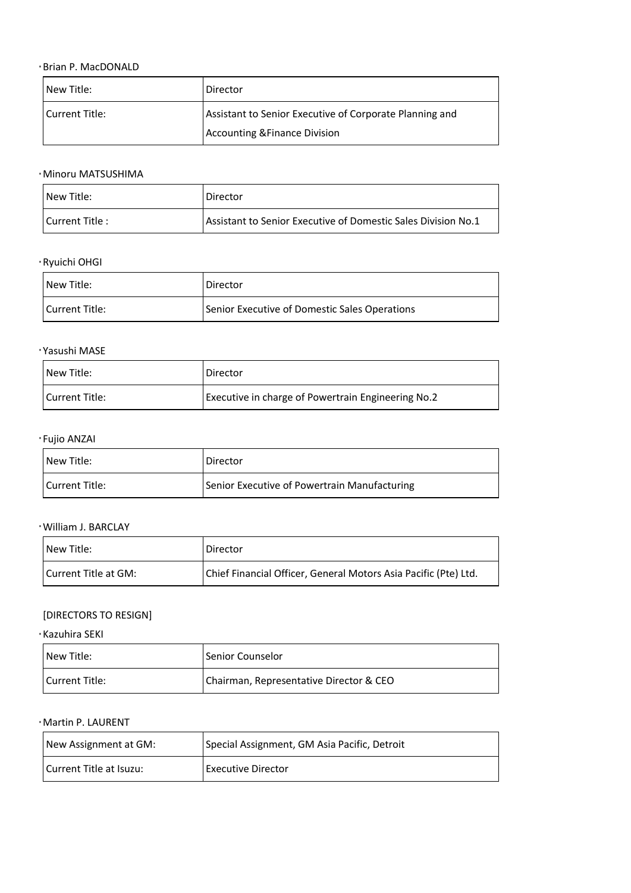・Brian P. MacDONALD

| New Title: | Director |
|---|---|
| Current Title: | Assistant to Senior Executive of Corporate Planning and Accounting &Finance Division |

・Minoru MATSUSHIMA

| New Title: | Director |
|---|---|
| Current Title : | Assistant to Senior Executive of Domestic Sales Division No.1 |

・Ryuichi OHGI

| New Title: | Director |
|---|---|
| Current Title: | Senior Executive of Domestic Sales Operations |

・Yasushi MASE

| New Title: | Director |
|---|---|
| Current Title: | Executive in charge of Powertrain Engineering No.2 |

・Fujio ANZAI

| New Title: | Director |
|---|---|
| Current Title: | Senior Executive of Powertrain Manufacturing |

・William J. BARCLAY

| New Title: | Director |
|---|---|
| Current Title at GM: | Chief Financial Officer, General Motors Asia Pacific (Pte) Ltd. |

[DIRECTORS TO RESIGN]

・Kazuhira SEKI

| New Title: | Senior Counselor |
|---|---|
| Current Title: | Chairman, Representative Director & CEO |

・Martin P. LAURENT

| New Assignment at GM: | Special Assignment, GM Asia Pacific, Detroit |
|---|---|
| Current Title at Isuzu: | Executive Director |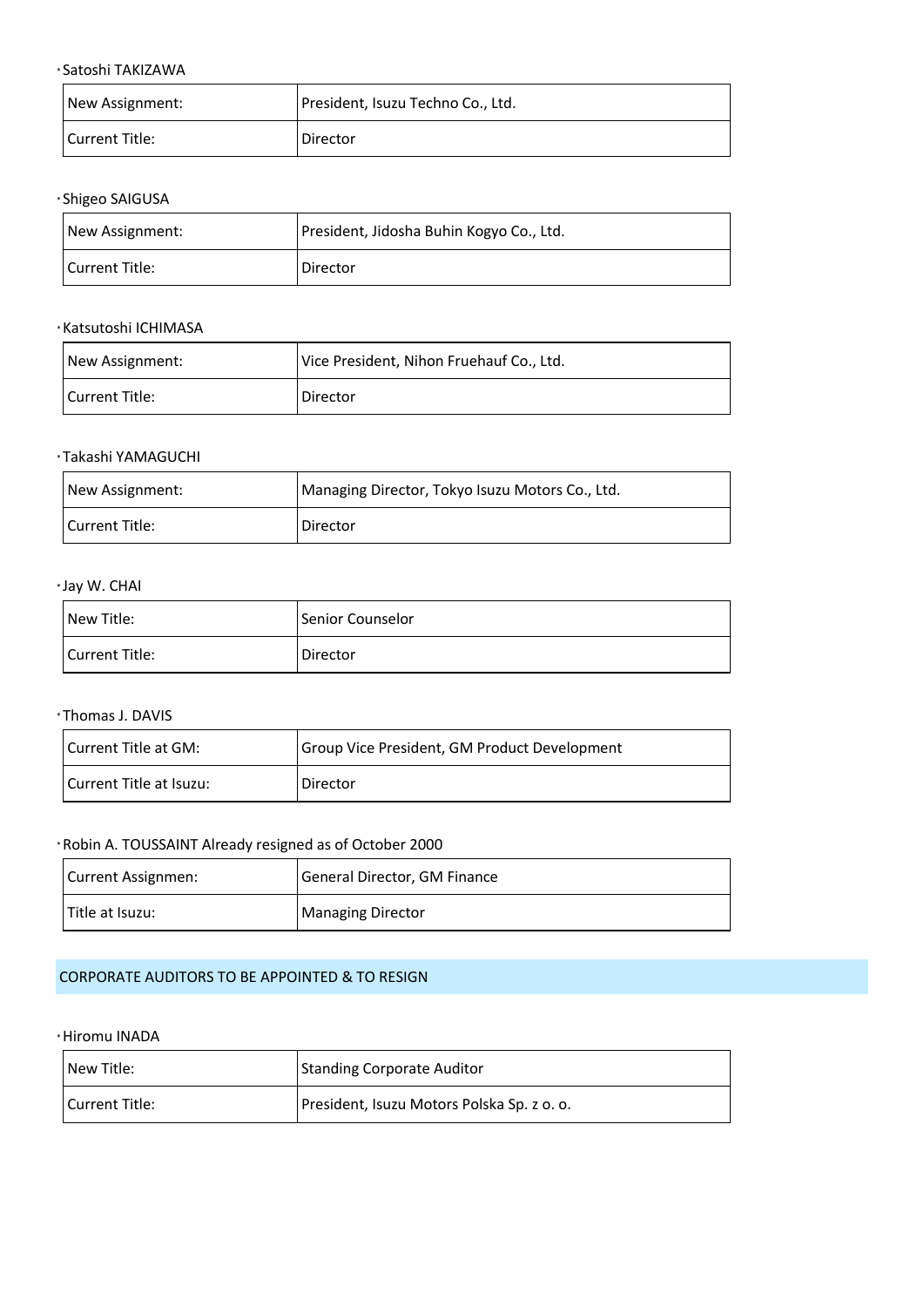・Satoshi TAKIZAWA

| New Assignment: | President, Isuzu Techno Co., Ltd. |
| --- | --- |
| Current Title: | Director |

・Shigeo SAIGUSA

| New Assignment: | President, Jidosha Buhin Kogyo Co., Ltd. |
| --- | --- |
| Current Title: | Director |

・Katsutoshi ICHIMASA

| New Assignment: | Vice President, Nihon Fruehauf Co., Ltd. |
| --- | --- |
| Current Title: | Director |

・Takashi YAMAGUCHI

| New Assignment: | Managing Director, Tokyo Isuzu Motors Co., Ltd. |
| --- | --- |
| Current Title: | Director |

・Jay W. CHAI

| New Title: | Senior Counselor |
| --- | --- |
| Current Title: | Director |

・Thomas J. DAVIS

| Current Title at GM: | Group Vice President, GM Product Development |
| --- | --- |
| Current Title at Isuzu: | Director |

・Robin A. TOUSSAINT Already resigned as of October 2000

| Current Assignmen: | General Director, GM Finance |
| --- | --- |
| Title at Isuzu: | Managing Director |

## CORPORATE AUDITORS TO BE APPOINTED & TO RESIGN

・Hiromu INADA

| New Title: | Standing Corporate Auditor |
| --- | --- |
| Current Title: | President, Isuzu Motors Polska Sp. z o. o. |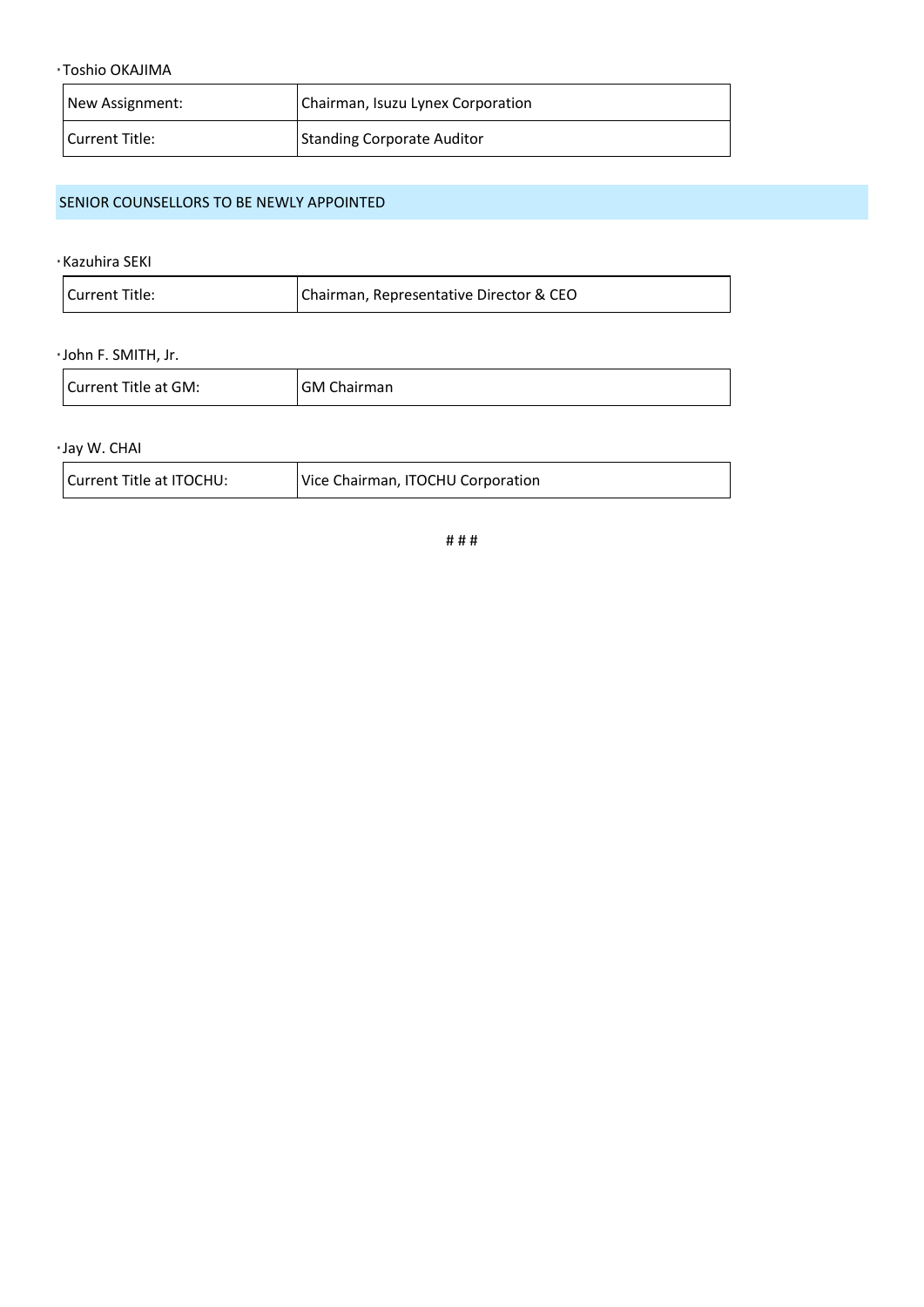・Toshio OKAJIMA

| | |
|---|---|
| New Assignment: | Chairman, Isuzu Lynex Corporation |
| Current Title: | Standing Corporate Auditor |

## SENIOR COUNSELLORS TO BE NEWLY APPOINTED

・Kazuhira SEKI

| | |
|---|---|
| Current Title: | Chairman, Representative Director & CEO |

・John F. SMITH, Jr.

| | |
|---|---|
| Current Title at GM: | GM Chairman |

・Jay W. CHAI

| | |
|---|---|
| Current Title at ITOCHU: | Vice Chairman, ITOCHU Corporation |

# # #